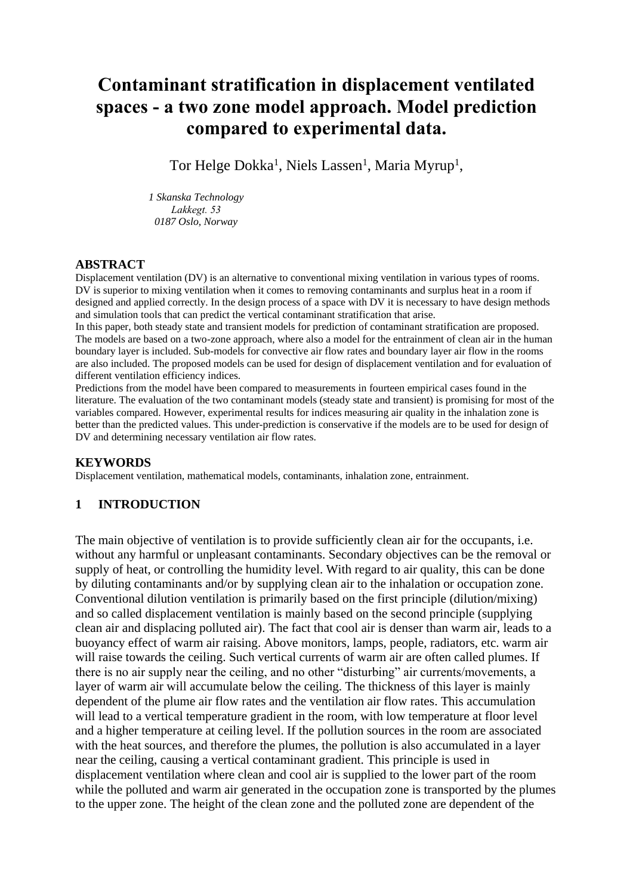# Contaminant stratification in displacement ventilated spaces - a two zone model approach. Model prediction compared to experimental data.

Tor Helge Dokka[1], Niels Lassen[1], Maria Myrup[1],

*1 Skanska Technology*
*Lakkegt. 53*
*0187 Oslo, Norway*

## ABSTRACT

Displacement ventilation (DV) is an alternative to conventional mixing ventilation in various types of rooms. DV is superior to mixing ventilation when it comes to removing contaminants and surplus heat in a room if designed and applied correctly. In the design process of a space with DV it is necessary to have design methods and simulation tools that can predict the vertical contaminant stratification that arise.

In this paper, both steady state and transient models for prediction of contaminant stratification are proposed. The models are based on a two-zone approach, where also a model for the entrainment of clean air in the human boundary layer is included. Sub-models for convective air flow rates and boundary layer air flow in the rooms are also included. The proposed models can be used for design of displacement ventilation and for evaluation of different ventilation efficiency indices.

Predictions from the model have been compared to measurements in fourteen empirical cases found in the literature. The evaluation of the two contaminant models (steady state and transient) is promising for most of the variables compared. However, experimental results for indices measuring air quality in the inhalation zone is better than the predicted values. This under-prediction is conservative if the models are to be used for design of DV and determining necessary ventilation air flow rates.

## KEYWORDS

Displacement ventilation, mathematical models, contaminants, inhalation zone, entrainment.

## 1 INTRODUCTION

The main objective of ventilation is to provide sufficiently clean air for the occupants, i.e. without any harmful or unpleasant contaminants. Secondary objectives can be the removal or supply of heat, or controlling the humidity level. With regard to air quality, this can be done by diluting contaminants and/or by supplying clean air to the inhalation or occupation zone. Conventional dilution ventilation is primarily based on the first principle (dilution/mixing) and so called displacement ventilation is mainly based on the second principle (supplying clean air and displacing polluted air). The fact that cool air is denser than warm air, leads to a buoyancy effect of warm air raising. Above monitors, lamps, people, radiators, etc. warm air will raise towards the ceiling. Such vertical currents of warm air are often called plumes. If there is no air supply near the ceiling, and no other "disturbing" air currents/movements, a layer of warm air will accumulate below the ceiling. The thickness of this layer is mainly dependent of the plume air flow rates and the ventilation air flow rates. This accumulation will lead to a vertical temperature gradient in the room, with low temperature at floor level and a higher temperature at ceiling level. If the pollution sources in the room are associated with the heat sources, and therefore the plumes, the pollution is also accumulated in a layer near the ceiling, causing a vertical contaminant gradient. This principle is used in displacement ventilation where clean and cool air is supplied to the lower part of the room while the polluted and warm air generated in the occupation zone is transported by the plumes to the upper zone. The height of the clean zone and the polluted zone are dependent of the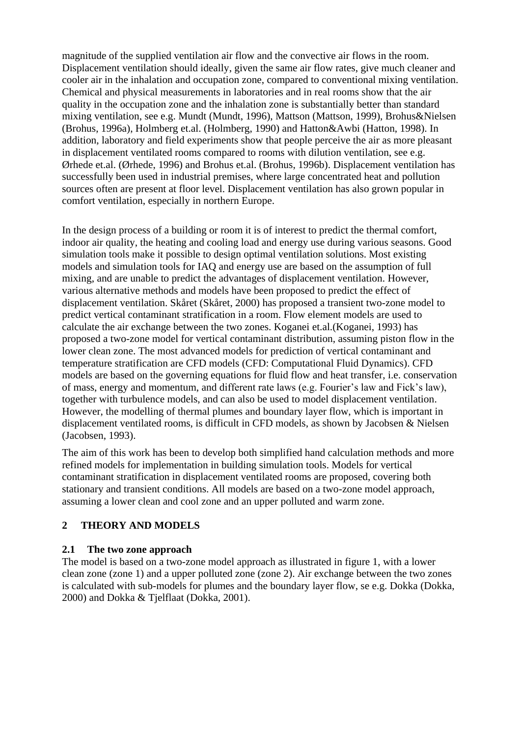magnitude of the supplied ventilation air flow and the convective air flows in the room. Displacement ventilation should ideally, given the same air flow rates, give much cleaner and cooler air in the inhalation and occupation zone, compared to conventional mixing ventilation. Chemical and physical measurements in laboratories and in real rooms show that the air quality in the occupation zone and the inhalation zone is substantially better than standard mixing ventilation, see e.g. Mundt (Mundt, 1996), Mattson (Mattson, 1999), Brohus&Nielsen (Brohus, 1996a), Holmberg et.al. (Holmberg, 1990) and Hatton&Awbi (Hatton, 1998). In addition, laboratory and field experiments show that people perceive the air as more pleasant in displacement ventilated rooms compared to rooms with dilution ventilation, see e.g. Ørhede et.al. (Ørhede, 1996) and Brohus et.al. (Brohus, 1996b). Displacement ventilation has successfully been used in industrial premises, where large concentrated heat and pollution sources often are present at floor level. Displacement ventilation has also grown popular in comfort ventilation, especially in northern Europe.

In the design process of a building or room it is of interest to predict the thermal comfort, indoor air quality, the heating and cooling load and energy use during various seasons. Good simulation tools make it possible to design optimal ventilation solutions. Most existing models and simulation tools for IAQ and energy use are based on the assumption of full mixing, and are unable to predict the advantages of displacement ventilation. However, various alternative methods and models have been proposed to predict the effect of displacement ventilation. Skåret (Skåret, 2000) has proposed a transient two-zone model to predict vertical contaminant stratification in a room. Flow element models are used to calculate the air exchange between the two zones. Koganei et.al.(Koganei, 1993) has proposed a two-zone model for vertical contaminant distribution, assuming piston flow in the lower clean zone. The most advanced models for prediction of vertical contaminant and temperature stratification are CFD models (CFD: Computational Fluid Dynamics). CFD models are based on the governing equations for fluid flow and heat transfer, i.e. conservation of mass, energy and momentum, and different rate laws (e.g. Fourier's law and Fick's law), together with turbulence models, and can also be used to model displacement ventilation. However, the modelling of thermal plumes and boundary layer flow, which is important in displacement ventilated rooms, is difficult in CFD models, as shown by Jacobsen & Nielsen (Jacobsen, 1993).

The aim of this work has been to develop both simplified hand calculation methods and more refined models for implementation in building simulation tools. Models for vertical contaminant stratification in displacement ventilated rooms are proposed, covering both stationary and transient conditions. All models are based on a two-zone model approach, assuming a lower clean and cool zone and an upper polluted and warm zone.

## 2 THEORY AND MODELS

### 2.1 The two zone approach

The model is based on a two-zone model approach as illustrated in figure 1, with a lower clean zone (zone 1) and a upper polluted zone (zone 2). Air exchange between the two zones is calculated with sub-models for plumes and the boundary layer flow, se e.g. Dokka (Dokka, 2000) and Dokka & Tjelflaat (Dokka, 2001).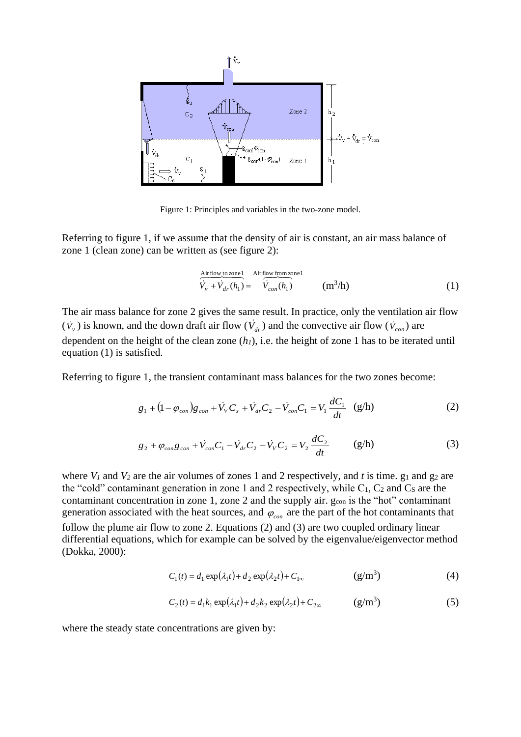Figure 1: Principles and variables in the two-zone model.

Referring to figure 1, if we assume that the density of air is constant, an air mass balance of zone 1 (clean zone) can be written as (see figure 2):

$$\overbrace{\dot{V}_v + \dot{V}_{dr}(h_1)}^{\text{Air flow to zone 1}} = \overbrace{\dot{V}_{con}(h_1)}^{\text{Air flow from zone 1}} \qquad (\text{m}^3/\text{h}) \tag{1}$$

The air mass balance for zone 2 gives the same result. In practice, only the ventilation air flow ($\dot{V}_v$) is known, and the down draft air flow ($\dot{V}_{dr}$) and the convective air flow ($\dot{V}_{con}$) are dependent on the height of the clean zone ($h_1$), i.e. the height of zone 1 has to be iterated until equation (1) is satisfied.

Referring to figure 1, the transient contaminant mass balances for the two zones become:

$$g_1 + (1 - \varphi_{con})g_{con} + \dot{V}_V C_s + \dot{V}_{dr} C_2 - \dot{V}_{con} C_1 = V_1 \frac{dC_1}{dt} \quad (\text{g/h}) \tag{2}$$

$$g_2 + \varphi_{con} g_{con} + \dot{V}_{con} C_1 - \dot{V}_{dr} C_2 - \dot{V}_V C_2 = V_2 \frac{dC_2}{dt} \qquad (\text{g/h}) \tag{3}$$

where $V_1$ and $V_2$ are the air volumes of zones 1 and 2 respectively, and $t$ is time. $g_1$ and $g_2$ are the "cold" contaminant generation in zone 1 and 2 respectively, while $C_1$, $C_2$ and $C_S$ are the contaminant concentration in zone 1, zone 2 and the supply air. $g_{con}$ is the "hot" contaminant generation associated with the heat sources, and $\varphi_{con}$ are the part of the hot contaminants that follow the plume air flow to zone 2. Equations (2) and (3) are two coupled ordinary linear differential equations, which for example can be solved by the eigenvalue/eigenvector method (Dokka, 2000):

$$C_1(t) = d_1 \exp(\lambda_1 t) + d_2 \exp(\lambda_2 t) + C_{1\infty} \qquad (\text{g/m}^3) \tag{4}$$

$$C_2(t) = d_1 k_1 \exp(\lambda_1 t) + d_2 k_2 \exp(\lambda_2 t) + C_{2\infty} \qquad (\text{g/m}^3) \tag{5}$$

where the steady state concentrations are given by: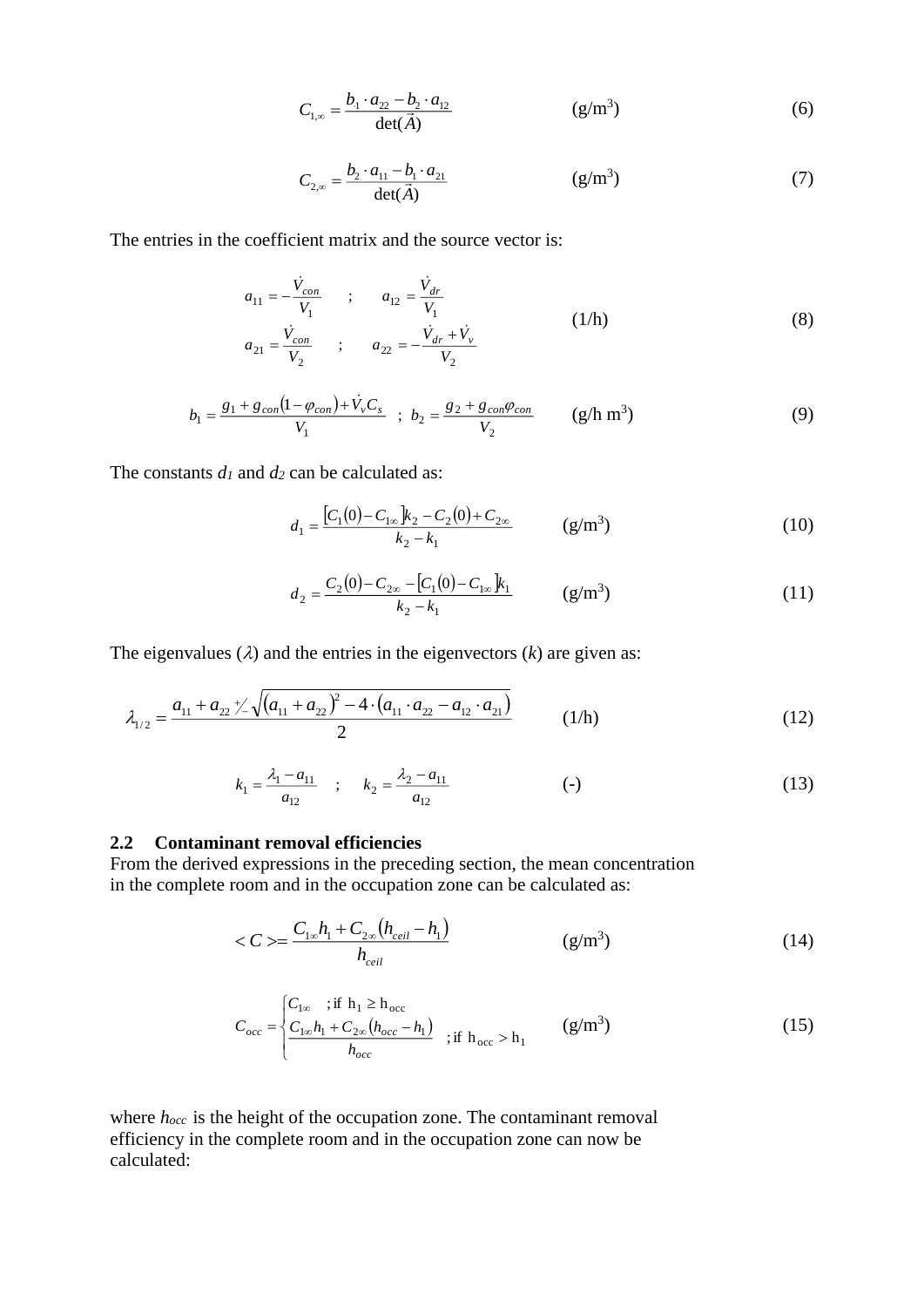$$C_{1,\infty} = \frac{b_1 \cdot a_{22} - b_2 \cdot a_{12}}{\det(\vec{A})} \qquad \text{(g/m}^3\text{)} \tag{6}$$

$$C_{2,\infty} = \frac{b_2 \cdot a_{11} - b_1 \cdot a_{21}}{\det(\vec{A})} \qquad \text{(g/m}^3\text{)} \tag{7}$$

The entries in the coefficient matrix and the source vector is:

$$\begin{aligned} a_{11} &= -\frac{\dot{V}_{con}}{V_1} \quad ; \quad a_{12} = \frac{\dot{V}_{dr}}{V_1} \\ a_{21} &= \frac{\dot{V}_{con}}{V_2} \quad ; \quad a_{22} = -\frac{\dot{V}_{dr} + \dot{V}_v}{V_2} \end{aligned} \qquad \text{(1/h)} \tag{8}$$

$$b_1 = \frac{g_1 + g_{con}(1 - \varphi_{con}) + \dot{V}_v C_s}{V_1} \;\; ; \;\; b_2 = \frac{g_2 + g_{con}\varphi_{con}}{V_2} \qquad \text{(g/h m}^3\text{)} \tag{9}$$

The constants $d_1$ and $d_2$ can be calculated as:

$$d_1 = \frac{[C_1(0) - C_{1\infty}]k_2 - C_2(0) + C_{2\infty}}{k_2 - k_1} \qquad \text{(g/m}^3\text{)} \tag{10}$$

$$d_2 = \frac{C_2(0) - C_{2\infty} - [C_1(0) - C_{1\infty}]k_1}{k_2 - k_1} \qquad \text{(g/m}^3\text{)} \tag{11}$$

The eigenvalues ($\lambda$) and the entries in the eigenvectors ($k$) are given as:

$$\lambda_{1/2} = \frac{a_{11} + a_{22} \pm \sqrt{(a_{11} + a_{22})^2 - 4 \cdot (a_{11} \cdot a_{22} - a_{12} \cdot a_{21})}}{2} \qquad \text{(1/h)} \tag{12}$$

$$k_1 = \frac{\lambda_1 - a_{11}}{a_{12}} \quad ; \quad k_2 = \frac{\lambda_2 - a_{11}}{a_{12}} \qquad \text{(-)} \tag{13}$$

### 2.2 Contaminant removal efficiencies

From the derived expressions in the preceding section, the mean concentration in the complete room and in the occupation zone can be calculated as:

$$\langle C \rangle = \frac{C_{1\infty} h_1 + C_{2\infty}(h_{ceil} - h_1)}{h_{ceil}} \qquad \text{(g/m}^3\text{)} \tag{14}$$

$$C_{occ} = \begin{cases} C_{1\infty} & ; \text{if } h_1 \geq h_{occ} \\ \dfrac{C_{1\infty} h_1 + C_{2\infty}(h_{occ} - h_1)}{h_{occ}} & ; \text{if } h_{occ} > h_1 \end{cases} \qquad \text{(g/m}^3\text{)} \tag{15}$$

where $h_{occ}$ is the height of the occupation zone. The contaminant removal efficiency in the complete room and in the occupation zone can now be calculated: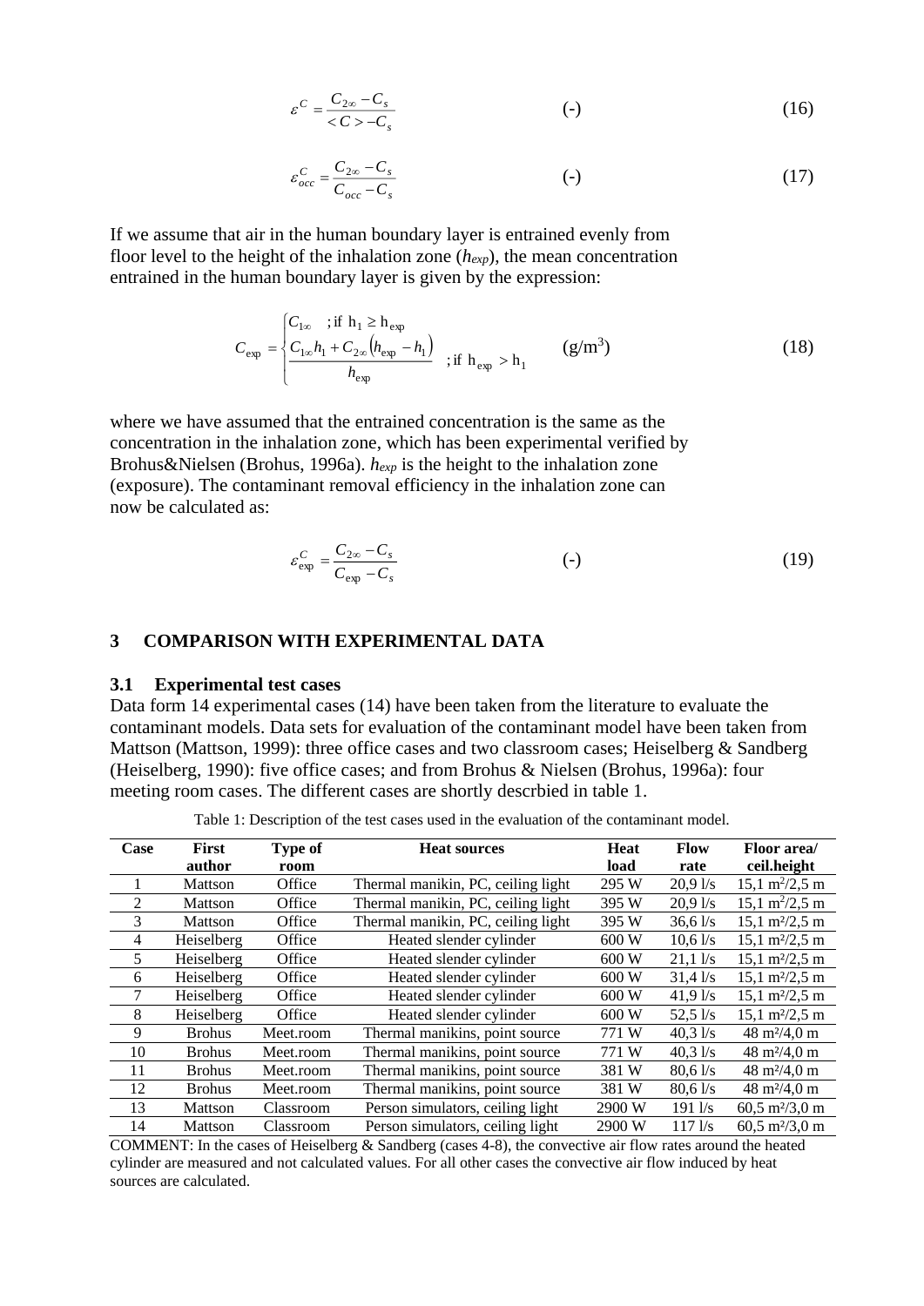$$\varepsilon^C = \frac{C_{2\infty} - C_s}{<C> - C_s} \qquad (-) \tag{16}$$

$$\varepsilon^C_{occ} = \frac{C_{2\infty} - C_s}{C_{occ} - C_s} \qquad (-) \tag{17}$$

If we assume that air in the human boundary layer is entrained evenly from floor level to the height of the inhalation zone ($h_{exp}$), the mean concentration entrained in the human boundary layer is given by the expression:

$$C_{\exp} = \begin{cases} C_{1\infty} & ;\text{if } h_1 \geq h_{\exp} \\ \dfrac{C_{1\infty} h_1 + C_{2\infty}\left(h_{\exp} - h_1\right)}{h_{\exp}} & ;\text{if } h_{\exp} > h_1 \end{cases} \qquad (\text{g/m}^3) \tag{18}$$

where we have assumed that the entrained concentration is the same as the concentration in the inhalation zone, which has been experimental verified by Brohus&Nielsen (Brohus, 1996a). $h_{exp}$ is the height to the inhalation zone (exposure). The contaminant removal efficiency in the inhalation zone can now be calculated as:

$$\varepsilon^C_{\exp} = \frac{C_{2\infty} - C_s}{C_{\exp} - C_s} \qquad (-) \tag{19}$$

## 3 COMPARISON WITH EXPERIMENTAL DATA

### 3.1 Experimental test cases

Data form 14 experimental cases (14) have been taken from the literature to evaluate the contaminant models. Data sets for evaluation of the contaminant model have been taken from Mattson (Mattson, 1999): three office cases and two classroom cases; Heiselberg & Sandberg (Heiselberg, 1990): five office cases; and from Brohus & Nielsen (Brohus, 1996a): four meeting room cases. The different cases are shortly descrbied in table 1.

Table 1: Description of the test cases used in the evaluation of the contaminant model.

| Case | First author | Type of room | Heat sources | Heat load | Flow rate | Floor area/ ceil.height |
|---|---|---|---|---|---|---|
| 1 | Mattson | Office | Thermal manikin, PC, ceiling light | 295 W | 20,9 l/s | 15,1 m²/2,5 m |
| 2 | Mattson | Office | Thermal manikin, PC, ceiling light | 395 W | 20,9 l/s | 15,1 m²/2,5 m |
| 3 | Mattson | Office | Thermal manikin, PC, ceiling light | 395 W | 36,6 l/s | 15,1 m²/2,5 m |
| 4 | Heiselberg | Office | Heated slender cylinder | 600 W | 10,6 l/s | 15,1 m²/2,5 m |
| 5 | Heiselberg | Office | Heated slender cylinder | 600 W | 21,1 l/s | 15,1 m²/2,5 m |
| 6 | Heiselberg | Office | Heated slender cylinder | 600 W | 31,4 l/s | 15,1 m²/2,5 m |
| 7 | Heiselberg | Office | Heated slender cylinder | 600 W | 41,9 l/s | 15,1 m²/2,5 m |
| 8 | Heiselberg | Office | Heated slender cylinder | 600 W | 52,5 l/s | 15,1 m²/2,5 m |
| 9 | Brohus | Meet.room | Thermal manikins, point source | 771 W | 40,3 l/s | 48 m²/4,0 m |
| 10 | Brohus | Meet.room | Thermal manikins, point source | 771 W | 40,3 l/s | 48 m²/4,0 m |
| 11 | Brohus | Meet.room | Thermal manikins, point source | 381 W | 80,6 l/s | 48 m²/4,0 m |
| 12 | Brohus | Meet.room | Thermal manikins, point source | 381 W | 80,6 l/s | 48 m²/4,0 m |
| 13 | Mattson | Classroom | Person simulators, ceiling light | 2900 W | 191 l/s | 60,5 m²/3,0 m |
| 14 | Mattson | Classroom | Person simulators, ceiling light | 2900 W | 117 l/s | 60,5 m²/3,0 m |

COMMENT: In the cases of Heiselberg & Sandberg (cases 4-8), the convective air flow rates around the heated cylinder are measured and not calculated values. For all other cases the convective air flow induced by heat sources are calculated.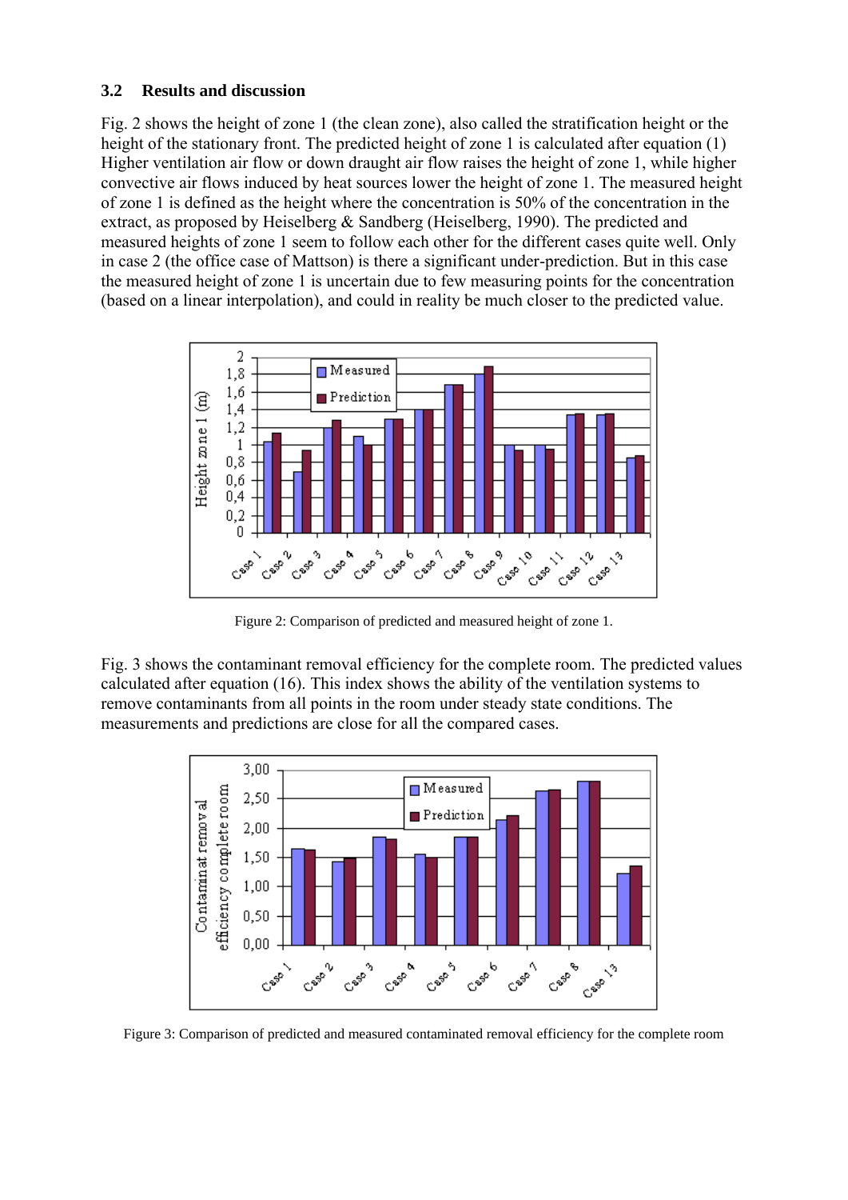### 3.2 Results and discussion

Fig. 2 shows the height of zone 1 (the clean zone), also called the stratification height or the height of the stationary front. The predicted height of zone 1 is calculated after equation (1) Higher ventilation air flow or down draught air flow raises the height of zone 1, while higher convective air flows induced by heat sources lower the height of zone 1. The measured height of zone 1 is defined as the height where the concentration is 50% of the concentration in the extract, as proposed by Heiselberg & Sandberg (Heiselberg, 1990). The predicted and measured heights of zone 1 seem to follow each other for the different cases quite well. Only in case 2 (the office case of Mattson) is there a significant under-prediction. But in this case the measured height of zone 1 is uncertain due to few measuring points for the concentration (based on a linear interpolation), and could in reality be much closer to the predicted value.

Figure 2: Comparison of predicted and measured height of zone 1.

Fig. 3 shows the contaminant removal efficiency for the complete room. The predicted values calculated after equation (16). This index shows the ability of the ventilation systems to remove contaminants from all points in the room under steady state conditions. The measurements and predictions are close for all the compared cases.

Figure 3: Comparison of predicted and measured contaminated removal efficiency for the complete room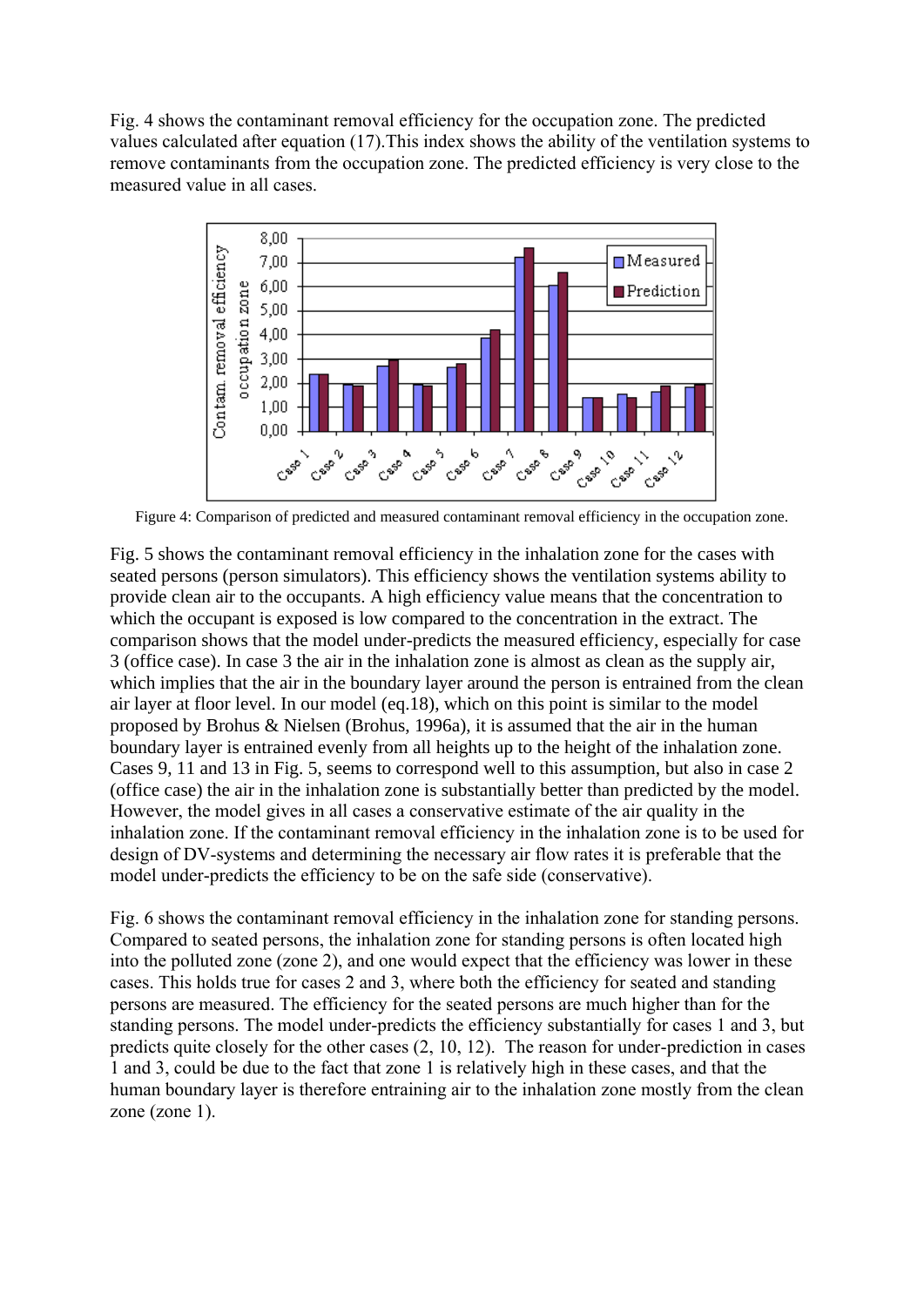Fig. 4 shows the contaminant removal efficiency for the occupation zone. The predicted values calculated after equation (17).This index shows the ability of the ventilation systems to remove contaminants from the occupation zone. The predicted efficiency is very close to the measured value in all cases.

Figure 4: Comparison of predicted and measured contaminant removal efficiency in the occupation zone.

Fig. 5 shows the contaminant removal efficiency in the inhalation zone for the cases with seated persons (person simulators). This efficiency shows the ventilation systems ability to provide clean air to the occupants. A high efficiency value means that the concentration to which the occupant is exposed is low compared to the concentration in the extract. The comparison shows that the model under-predicts the measured efficiency, especially for case 3 (office case). In case 3 the air in the inhalation zone is almost as clean as the supply air, which implies that the air in the boundary layer around the person is entrained from the clean air layer at floor level. In our model (eq.18), which on this point is similar to the model proposed by Brohus & Nielsen (Brohus, 1996a), it is assumed that the air in the human boundary layer is entrained evenly from all heights up to the height of the inhalation zone. Cases 9, 11 and 13 in Fig. 5, seems to correspond well to this assumption, but also in case 2 (office case) the air in the inhalation zone is substantially better than predicted by the model. However, the model gives in all cases a conservative estimate of the air quality in the inhalation zone. If the contaminant removal efficiency in the inhalation zone is to be used for design of DV-systems and determining the necessary air flow rates it is preferable that the model under-predicts the efficiency to be on the safe side (conservative).

Fig. 6 shows the contaminant removal efficiency in the inhalation zone for standing persons. Compared to seated persons, the inhalation zone for standing persons is often located high into the polluted zone (zone 2), and one would expect that the efficiency was lower in these cases. This holds true for cases 2 and 3, where both the efficiency for seated and standing persons are measured. The efficiency for the seated persons are much higher than for the standing persons. The model under-predicts the efficiency substantially for cases 1 and 3, but predicts quite closely for the other cases (2, 10, 12). The reason for under-prediction in cases 1 and 3, could be due to the fact that zone 1 is relatively high in these cases, and that the human boundary layer is therefore entraining air to the inhalation zone mostly from the clean zone (zone 1).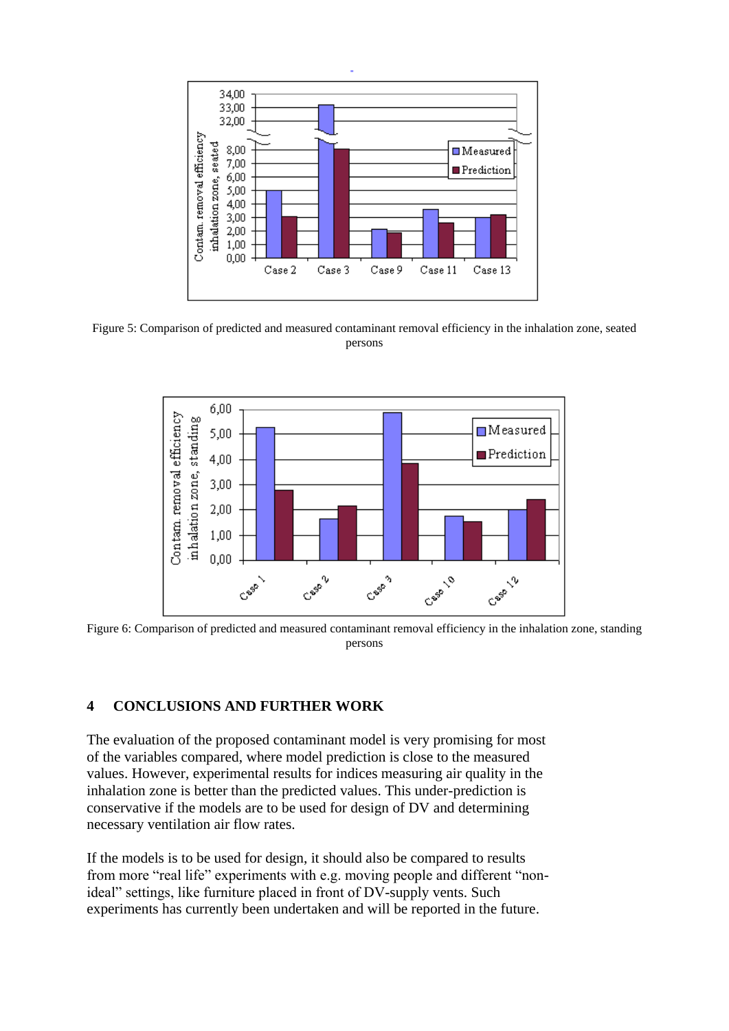Figure 5: Comparison of predicted and measured contaminant removal efficiency in the inhalation zone, seated persons

Figure 6: Comparison of predicted and measured contaminant removal efficiency in the inhalation zone, standing persons

## 4 CONCLUSIONS AND FURTHER WORK

The evaluation of the proposed contaminant model is very promising for most of the variables compared, where model prediction is close to the measured values. However, experimental results for indices measuring air quality in the inhalation zone is better than the predicted values. This under-prediction is conservative if the models are to be used for design of DV and determining necessary ventilation air flow rates.

If the models is to be used for design, it should also be compared to results from more "real life" experiments with e.g. moving people and different "non-ideal" settings, like furniture placed in front of DV-supply vents. Such experiments has currently been undertaken and will be reported in the future.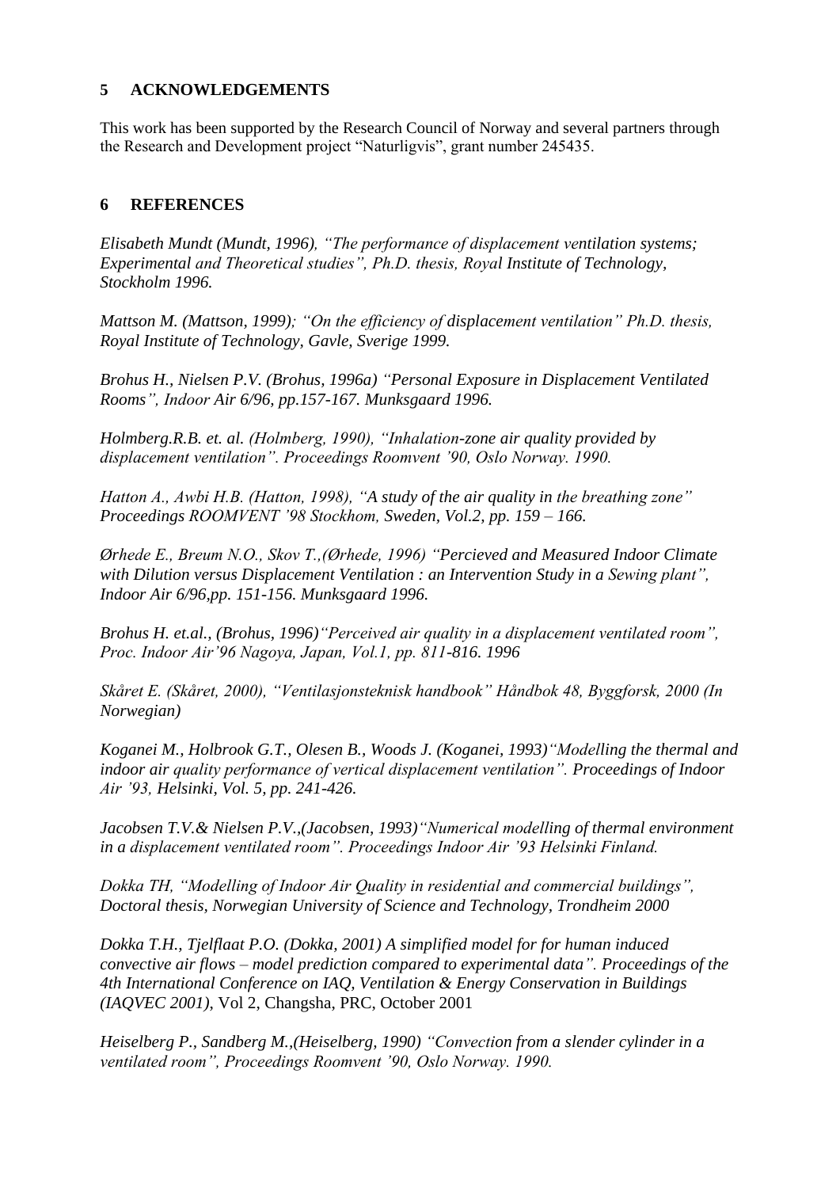## 5 ACKNOWLEDGEMENTS

This work has been supported by the Research Council of Norway and several partners through the Research and Development project "Naturligvis", grant number 245435.

## 6 REFERENCES

*Elisabeth Mundt (Mundt, 1996), "The performance of displacement ventilation systems; Experimental and Theoretical studies", Ph.D. thesis, Royal Institute of Technology, Stockholm 1996.*

*Mattson M. (Mattson, 1999); "On the efficiency of displacement ventilation" Ph.D. thesis, Royal Institute of Technology, Gavle, Sverige 1999.*

*Brohus H., Nielsen P.V. (Brohus, 1996a) "Personal Exposure in Displacement Ventilated Rooms", Indoor Air 6/96, pp.157-167. Munksgaard 1996.*

*Holmberg.R.B. et. al. (Holmberg, 1990), "Inhalation-zone air quality provided by displacement ventilation". Proceedings Roomvent '90, Oslo Norway. 1990.*

*Hatton A., Awbi H.B. (Hatton, 1998), "A study of the air quality in the breathing zone" Proceedings ROOMVENT '98 Stockhom, Sweden, Vol.2, pp. 159 – 166.*

*Ørhede E., Breum N.O., Skov T.,(Ørhede, 1996) "Percieved and Measured Indoor Climate with Dilution versus Displacement Ventilation : an Intervention Study in a Sewing plant", Indoor Air 6/96,pp. 151-156. Munksgaard 1996.*

*Brohus H. et.al., (Brohus, 1996)"Perceived air quality in a displacement ventilated room", Proc. Indoor Air'96 Nagoya, Japan, Vol.1, pp. 811-816. 1996*

*Skåret E. (Skåret, 2000), "Ventilasjonsteknisk handbook" Håndbok 48, Byggforsk, 2000 (In Norwegian)*

*Koganei M., Holbrook G.T., Olesen B., Woods J. (Koganei, 1993)"Modelling the thermal and indoor air quality performance of vertical displacement ventilation". Proceedings of Indoor Air '93, Helsinki, Vol. 5, pp. 241-426.*

*Jacobsen T.V.& Nielsen P.V.,(Jacobsen, 1993)"Numerical modelling of thermal environment in a displacement ventilated room". Proceedings Indoor Air '93 Helsinki Finland.*

*Dokka TH, "Modelling of Indoor Air Quality in residential and commercial buildings", Doctoral thesis, Norwegian University of Science and Technology, Trondheim 2000*

*Dokka T.H., Tjelflaat P.O. (Dokka, 2001) A simplified model for for human induced convective air flows – model prediction compared to experimental data". Proceedings of the 4th International Conference on IAQ, Ventilation & Energy Conservation in Buildings (IAQVEC 2001),* Vol 2, Changsha, PRC, October 2001

*Heiselberg P., Sandberg M.,(Heiselberg, 1990) "Convection from a slender cylinder in a ventilated room", Proceedings Roomvent '90, Oslo Norway. 1990.*